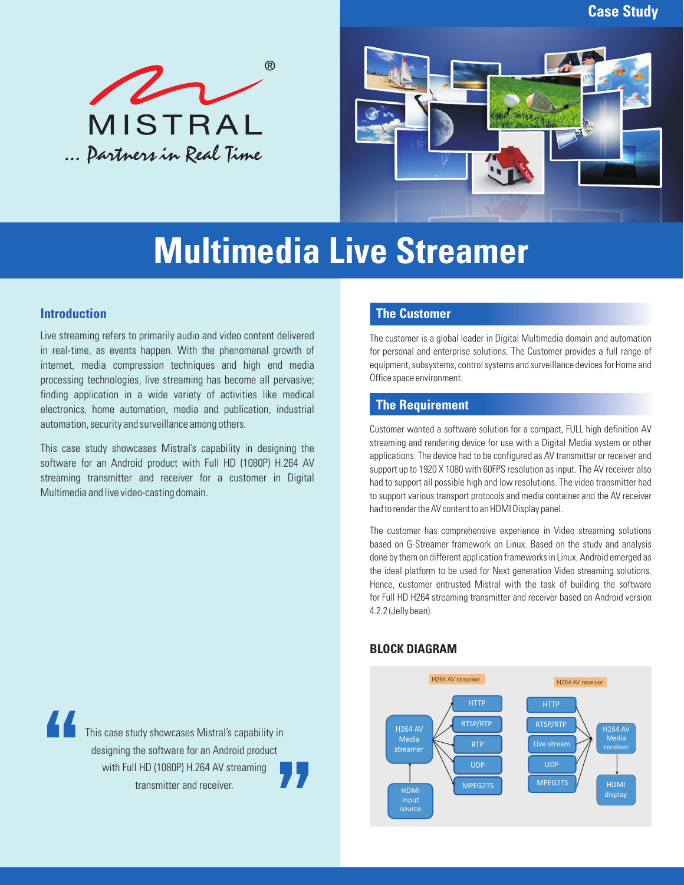MISTRAL

... Partners in Real Time

Case Study

# Multimedia Live Streamer

## Introduction

Live streaming refers to primarily audio and video content delivered in real-time, as events happen. With the phenomenal growth of internet, media compression techniques and high end media processing technologies, live streaming has become all pervasive; finding application in a wide variety of activities like medical electronics, home automation, media and publication, industrial automation, security and surveillance among others.

This case study showcases Mistral's capability in designing the software for an Android product with Full HD (1080P) H.264 AV streaming transmitter and receiver for a customer in Digital Multimedia and live video-casting domain.

> This case study showcases Mistral's capability in designing the software for an Android product with Full HD (1080P) H.264 AV streaming transmitter and receiver.

## The Customer

The customer is a global leader in Digital Multimedia domain and automation for personal and enterprise solutions. The Customer provides a full range of equipment, subsystems, control systems and surveillance devices for Home and Office space environment.

## The Requirement

Customer wanted a software solution for a compact, FULL high definition AV streaming and rendering device for use with a Digital Media system or other applications. The device had to be configured as AV transmitter or receiver and support up to 1920 X 1080 with 60FPS resolution as input. The AV receiver also had to support all possible high and low resolutions. The video transmitter had to support various transport protocols and media container and the AV receiver had to render the AV content to an HDMI Display panel.

The customer has comprehensive experience in Video streaming solutions based on G-Streamer framework on Linux. Based on the study and analysis done by them on different application frameworks in Linux, Android emerged as the ideal platform to be used for Next generation Video streaming solutions. Hence, customer entrusted Mistral with the task of building the software for Full HD H264 streaming transmitter and receiver based on Android version 4.2.2 (Jelly bean).

### BLOCK DIAGRAM

H264 AV streamer: HDMI input source → H264 AV Media streamer → HTTP, RTSP/RTP, RTP, UDP, MPEG2TS

H264 AV receiver: HTTP, RTSP/RTP, Live stream, UDP, MPEG2TS → H264 AV Media receiver → HDMI display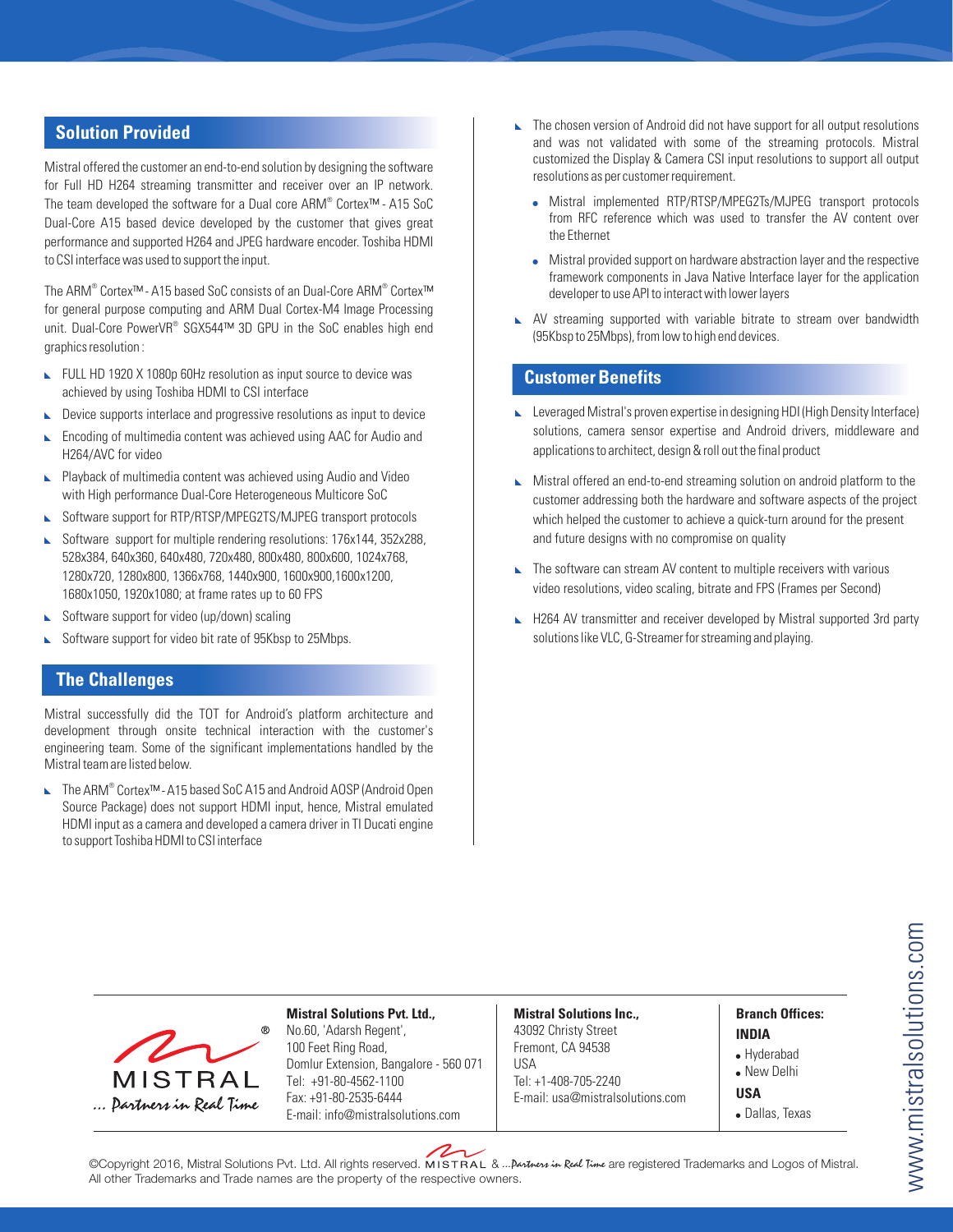## Solution Provided

Mistral offered the customer an end-to-end solution by designing the software for Full HD H264 streaming transmitter and receiver over an IP network. The team developed the software for a Dual core ARM® Cortex™ - A15 SoC Dual-Core A15 based device developed by the customer that gives great performance and supported H264 and JPEG hardware encoder. Toshiba HDMI to CSI interface was used to support the input.

The ARM® Cortex™ - A15 based SoC consists of an Dual-Core ARM® Cortex™ for general purpose computing and ARM Dual Cortex-M4 Image Processing unit. Dual-Core PowerVR® SGX544™ 3D GPU in the SoC enables high end graphics resolution :

- FULL HD 1920 X 1080p 60Hz resolution as input source to device was achieved by using Toshiba HDMI to CSI interface
- Device supports interlace and progressive resolutions as input to device
- Encoding of multimedia content was achieved using AAC for Audio and H264/AVC for video
- Playback of multimedia content was achieved using Audio and Video with High performance Dual-Core Heterogeneous Multicore SoC
- Software support for RTP/RTSP/MPEG2TS/MJPEG transport protocols
- Software support for multiple rendering resolutions: 176x144, 352x288, 528x384, 640x360, 640x480, 720x480, 800x480, 800x600, 1024x768, 1280x720, 1280x800, 1366x768, 1440x900, 1600x900,1600x1200, 1680x1050, 1920x1080; at frame rates up to 60 FPS
- Software support for video (up/down) scaling
- Software support for video bit rate of 95Kbsp to 25Mbps.

## The Challenges

Mistral successfully did the TOT for Android's platform architecture and development through onsite technical interaction with the customer's engineering team. Some of the significant implementations handled by the Mistral team are listed below.

- The ARM® Cortex™ - A15 based SoC A15 and Android AOSP (Android Open Source Package) does not support HDMI input, hence, Mistral emulated HDMI input as a camera and developed a camera driver in TI Ducati engine to support Toshiba HDMI to CSI interface
- The chosen version of Android did not have support for all output resolutions and was not validated with some of the streaming protocols. Mistral customized the Display & Camera CSI input resolutions to support all output resolutions as per customer requirement.
  - Mistral implemented RTP/RTSP/MPEG2Ts/MJPEG transport protocols from RFC reference which was used to transfer the AV content over the Ethernet
  - Mistral provided support on hardware abstraction layer and the respective framework components in Java Native Interface layer for the application developer to use API to interact with lower layers
- AV streaming supported with variable bitrate to stream over bandwidth (95Kbsp to 25Mbps), from low to high end devices.

## Customer Benefits

- Leveraged Mistral's proven expertise in designing HDI (High Density Interface) solutions, camera sensor expertise and Android drivers, middleware and applications to architect, design & roll out the final product
- Mistral offered an end-to-end streaming solution on android platform to the customer addressing both the hardware and software aspects of the project which helped the customer to achieve a quick-turn around for the present and future designs with no compromise on quality
- The software can stream AV content to multiple receivers with various video resolutions, video scaling, bitrate and FPS (Frames per Second)
- H264 AV transmitter and receiver developed by Mistral supported 3rd party solutions like VLC, G-Streamer for streaming and playing.

MISTRAL ®
*... Partners in Real Time*

**Mistral Solutions Pvt. Ltd.,**
No.60, 'Adarsh Regent',
100 Feet Ring Road,
Domlur Extension, Bangalore - 560 071
Tel: +91-80-4562-1100
Fax: +91-80-2535-6444
E-mail: info@mistralsolutions.com

**Mistral Solutions Inc.,**
43092 Christy Street
Fremont, CA 94538
USA
Tel: +1-408-705-2240
E-mail: usa@mistralsolutions.com

**Branch Offices:**

**INDIA**
- Hyderabad
- New Delhi

**USA**
- Dallas, Texas

www.mistralsolutions.com

©Copyright 2016, Mistral Solutions Pvt. Ltd. All rights reserved. MISTRAL & *...Partners in Real Time* are registered Trademarks and Logos of Mistral. All other Trademarks and Trade names are the property of the respective owners.